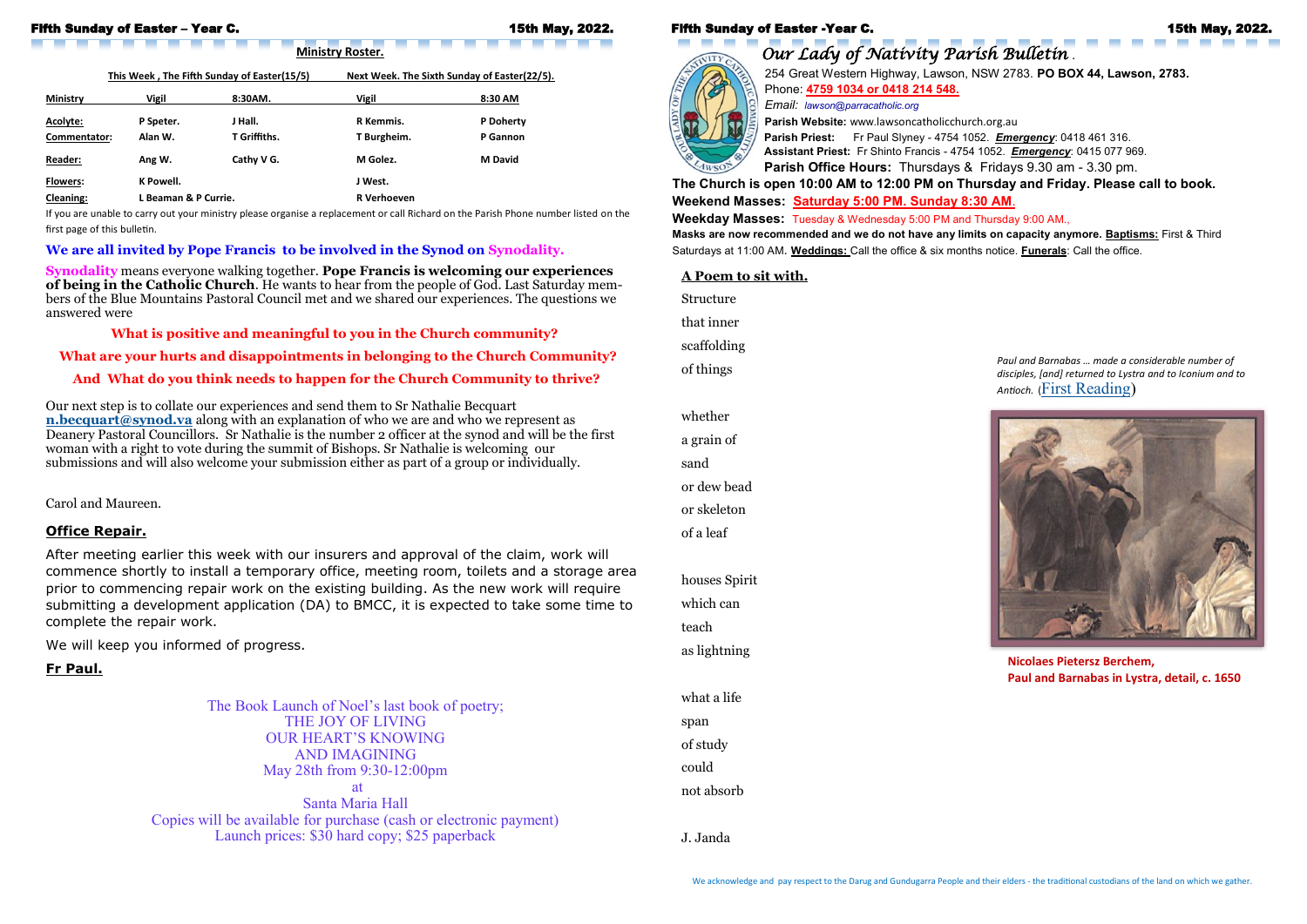## Ministry Roster.

| Ministry | This Week, The Fifth Sunday of Easter(15/5) Vigil | 8:30AM. | Next Week. The Sixth Sunday of Easter(22/5). Vigil | 8:30 AM |
|---|---|---|---|---|
| Acolyte: | P Speter. | J Hall. | R Kemmis. | P Doherty |
| Commentator: | Alan W. | T Griffiths. | T Burgheim. | P Gannon |
| Reader: | Ang W. | Cathy V G. | M Golez. | M David |
| Flowers: | K Powell. | | J West. | |
| Cleaning: | L Beaman & P Currie. | | R Verhoeven | |

If you are unable to carry out your ministry please organise a replacement or call Richard on the Parish Phone number listed on the first page of this bulletin.

### We are all invited by Pope Francis to be involved in the Synod on Synodality.

**Synodality** means everyone walking together. **Pope Francis is welcoming our experiences of being in the Catholic Church**. He wants to hear from the people of God. Last Saturday members of the Blue Mountains Pastoral Council met and we shared our experiences. The questions we answered were

**What is positive and meaningful to you in the Church community?**

**What are your hurts and disappointments in belonging to the Church Community?**

**And What do you think needs to happen for the Church Community to thrive?**

Our next step is to collate our experiences and send them to Sr Nathalie Becquart **n.becquart@synod.va** along with an explanation of who we are and who we represent as Deanery Pastoral Councillors. Sr Nathalie is the number 2 officer at the synod and will be the first woman with a right to vote during the summit of Bishops. Sr Nathalie is welcoming our submissions and will also welcome your submission either as part of a group or individually.

Carol and Maureen.

### Office Repair.

After meeting earlier this week with our insurers and approval of the claim, work will commence shortly to install a temporary office, meeting room, toilets and a storage area prior to commencing repair work on the existing building. As the new work will require submitting a development application (DA) to BMCC, it is expected to take some time to complete the repair work.

We will keep you informed of progress.

**Fr Paul.**

The Book Launch of Noel's last book of poetry;
THE JOY OF LIVING
OUR HEART'S KNOWING
AND IMAGINING
May 28th from 9:30-12:00pm
at
Santa Maria Hall
Copies will be available for purchase (cash or electronic payment)
Launch prices: $30 hard copy; $25 paperback

# *Our Lady of Nativity Parish Bulletin*

254 Great Western Highway, Lawson, NSW 2783. **PO BOX 44, Lawson, 2783.**
Phone: **4759 1034 or 0418 214 548.**
*Email: lawson@parracatholic.org*
**Parish Website:** www.lawsoncatholicchurch.org.au
**Parish Priest:** Fr Paul Slyney - 4754 1052. ***Emergency***: 0418 461 316.
**Assistant Priest:** Fr Shinto Francis - 4754 1052. ***Emergency***: 0415 077 969.
**Parish Office Hours:** Thursdays & Fridays 9.30 am - 3.30 pm.

**The Church is open 10:00 AM to 12:00 PM on Thursday and Friday. Please call to book.**
**Weekend Masses: Saturday 5:00 PM. Sunday 8:30 AM.**
**Weekday Masses:** Tuesday & Wednesday 5:00 PM and Thursday 9:00 AM.,
**Masks are now recommended and we do not have any limits on capacity anymore. Baptisms:** First & Third Saturdays at 11:00 AM. **Weddings:** Call the office & six months notice. **Funerals**: Call the office.

### A Poem to sit with.

Structure
that inner
scaffolding
of things

whether
a grain of
sand
or dew bead
or skeleton
of a leaf

houses Spirit
which can
teach
as lightning

what a life
span
of study
could
not absorb

J. Janda

*Paul and Barnabas … made a considerable number of disciples, [and] returned to Lystra and to Iconium and to Antioch.* (First Reading)

**Nicolaes Pietersz Berchem, Paul and Barnabas in Lystra, detail, c. 1650**

We acknowledge and pay respect to the Darug and Gundugarra People and their elders - the traditional custodians of the land on which we gather.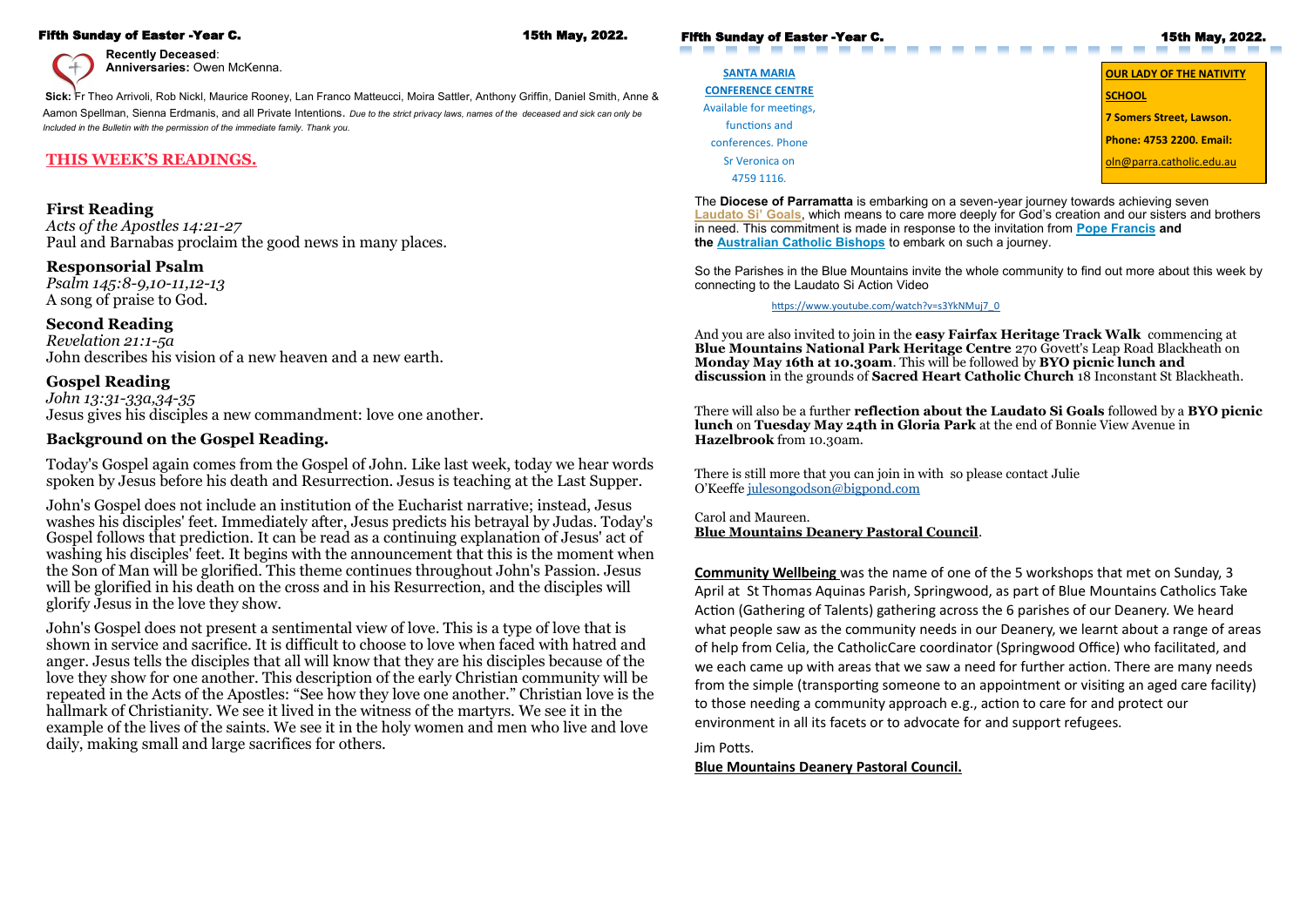**Recently Deceased**:
**Anniversaries:** Owen McKenna.

**Sick:** Fr Theo Arrivoli, Rob Nickl, Maurice Rooney, Lan Franco Matteucci, Moira Sattler, Anthony Griffin, Daniel Smith, Anne & Aamon Spellman, Sienna Erdmanis, and all Private Intentions. *Due to the strict privacy laws, names of the deceased and sick can only be Included in the Bulletin with the permission of the immediate family. Thank you.*

## THIS WEEK'S READINGS.

### First Reading

*Acts of the Apostles 14:21-27*
Paul and Barnabas proclaim the good news in many places.

### Responsorial Psalm

*Psalm 145:8-9,10-11,12-13*
A song of praise to God.

### Second Reading

*Revelation 21:1-5a*
John describes his vision of a new heaven and a new earth.

### Gospel Reading

*John 13:31-33a,34-35*
Jesus gives his disciples a new commandment: love one another.

### Background on the Gospel Reading.

Today's Gospel again comes from the Gospel of John. Like last week, today we hear words spoken by Jesus before his death and Resurrection. Jesus is teaching at the Last Supper.

John's Gospel does not include an institution of the Eucharist narrative; instead, Jesus washes his disciples' feet. Immediately after, Jesus predicts his betrayal by Judas. Today's Gospel follows that prediction. It can be read as a continuing explanation of Jesus' act of washing his disciples' feet. It begins with the announcement that this is the moment when the Son of Man will be glorified. This theme continues throughout John's Passion. Jesus will be glorified in his death on the cross and in his Resurrection, and the disciples will glorify Jesus in the love they show.

John's Gospel does not present a sentimental view of love. This is a type of love that is shown in service and sacrifice. It is difficult to choose to love when faced with hatred and anger. Jesus tells the disciples that all will know that they are his disciples because of the love they show for one another. This description of the early Christian community will be repeated in the Acts of the Apostles: "See how they love one another." Christian love is the hallmark of Christianity. We see it lived in the witness of the martyrs. We see it in the example of the lives of the saints. We see it in the holy women and men who live and love daily, making small and large sacrifices for others.

**SANTA MARIA CONFERENCE CENTRE**
Available for meetings, functions and conferences. Phone Sr Veronica on 4759 1116.

**OUR LADY OF THE NATIVITY SCHOOL**
**7 Somers Street, Lawson.**
**Phone: 4753 2200. Email:**
oln@parra.catholic.edu.au

The **Diocese of Parramatta** is embarking on a seven-year journey towards achieving seven **Laudato Si' Goals**, which means to care more deeply for God's creation and our sisters and brothers in need. This commitment is made in response to the invitation from **Pope Francis and the Australian Catholic Bishops** to embark on such a journey.

So the Parishes in the Blue Mountains invite the whole community to find out more about this week by connecting to the Laudato Si Action Video

https://www.youtube.com/watch?v=s3YkNMuj7_0

And you are also invited to join in the **easy Fairfax Heritage Track Walk** commencing at **Blue Mountains National Park Heritage Centre** 270 Govett's Leap Road Blackheath on **Monday May 16th at 10.30am**. This will be followed by **BYO picnic lunch and discussion** in the grounds of **Sacred Heart Catholic Church** 18 Inconstant St Blackheath.

There will also be a further **reflection about the Laudato Si Goals** followed by a **BYO picnic lunch** on **Tuesday May 24th in Gloria Park** at the end of Bonnie View Avenue in **Hazelbrook** from 10.30am.

There is still more that you can join in with so please contact Julie O'Keeffe julesongodson@bigpond.com

Carol and Maureen.
**Blue Mountains Deanery Pastoral Council**.

**Community Wellbeing** was the name of one of the 5 workshops that met on Sunday, 3 April at St Thomas Aquinas Parish, Springwood, as part of Blue Mountains Catholics Take Action (Gathering of Talents) gathering across the 6 parishes of our Deanery. We heard what people saw as the community needs in our Deanery, we learnt about a range of areas of help from Celia, the CatholicCare coordinator (Springwood Office) who facilitated, and we each came up with areas that we saw a need for further action. There are many needs from the simple (transporting someone to an appointment or visiting an aged care facility) to those needing a community approach e.g., action to care for and protect our environment in all its facets or to advocate for and support refugees.

Jim Potts.
**Blue Mountains Deanery Pastoral Council.**